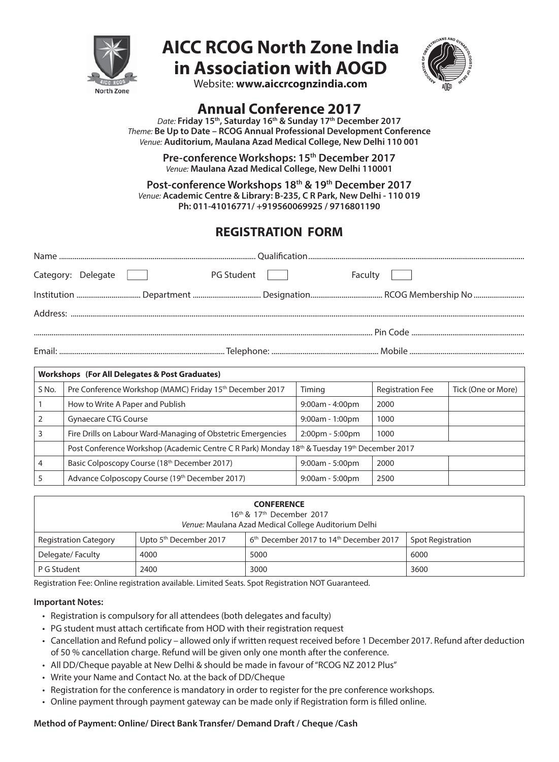# AICC RCOG North Zone India in Association with AOGD

Website: **www.aiccrcognzindia.com**

## Annual Conference 2017

*Date:* **Friday 15th, Saturday 16th & Sunday 17th December 2017**
*Theme:* **Be Up to Date – RCOG Annual Professional Development Conference**
*Venue:* **Auditorium, Maulana Azad Medical College, New Delhi 110 001**

**Pre-conference Workshops: 15th December 2017**
*Venue:* **Maulana Azad Medical College, New Delhi 110001**

**Post-conference Workshops 18th & 19th December 2017**
*Venue:* **Academic Centre & Library: B-235, C R Park, New Delhi - 110 019**
**Ph: 011-41016771/ +919560069925 / 9716801190**

## REGISTRATION FORM

Name .................................................... Qualification ....................................................

Category: Delegate [ ] PG Student [ ] Faculty [ ]

Institution .................... Department .................... Designation .................... RCOG Membership No ....................

Address: ....................................................................................................

.................................................................................................... Pin Code ....................

Email: .................................... Telephone: .................................... Mobile ....................................

| **Workshops (For All Delegates & Post Graduates)** | | | | |
|---|---|---|---|---|
| S No. | Pre Conference Workshop (MAMC) Friday 15th December 2017 | Timing | Registration Fee | Tick (One or More) |
| 1 | How to Write A Paper and Publish | 9:00am - 4:00pm | 2000 | |
| 2 | Gynaecare CTG Course | 9:00am - 1:00pm | 1000 | |
| 3 | Fire Drills on Labour Ward-Managing of Obstetric Emergencies | 2:00pm - 5:00pm | 1000 | |
| | Post Conference Workshop (Academic Centre C R Park) Monday 18th & Tuesday 19th December 2017 | | | |
| 4 | Basic Colposcopy Course (18th December 2017) | 9:00am - 5:00pm | 2000 | |
| 5 | Advance Colposcopy Course (19th December 2017) | 9:00am - 5:00pm | 2500 | |

**CONFERENCE**
16th & 17th December 2017
*Venue:* Maulana Azad Medical College Auditorium Delhi

| Registration Category | Upto 5th December 2017 | 6th December 2017 to 14th December 2017 | Spot Registration |
|---|---|---|---|
| Delegate/ Faculty | 4000 | 5000 | 6000 |
| P G Student | 2400 | 3000 | 3600 |

Registration Fee: Online registration available. Limited Seats. Spot Registration NOT Guaranteed.

**Important Notes:**

- Registration is compulsory for all attendees (both delegates and faculty)
- PG student must attach certificate from HOD with their registration request
- Cancellation and Refund policy – allowed only if written request received before 1 December 2017. Refund after deduction of 50 % cancellation charge. Refund will be given only one month after the conference.
- All DD/Cheque payable at New Delhi & should be made in favour of "RCOG NZ 2012 Plus"
- Write your Name and Contact No. at the back of DD/Cheque
- Registration for the conference is mandatory in order to register for the pre conference workshops.
- Online payment through payment gateway can be made only if Registration form is filled online.

**Method of Payment: Online/ Direct Bank Transfer/ Demand Draft / Cheque /Cash**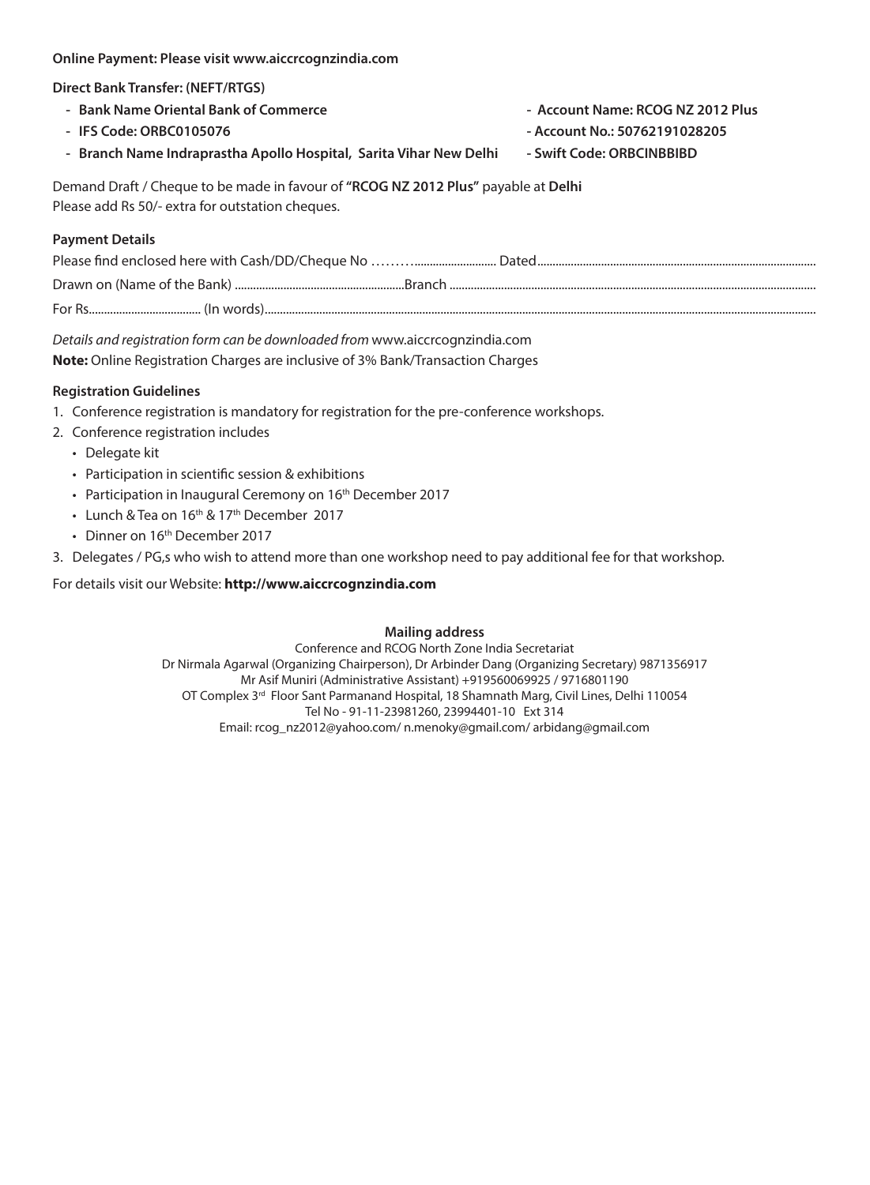**Online Payment: Please visit www.aiccrcognzindia.com**

**Direct Bank Transfer: (NEFT/RTGS)**

- **Bank Name Oriental Bank of Commerce**
- **IFS Code: ORBC0105076**
- **Branch Name Indraprastha Apollo Hospital, Sarita Vihar New Delhi**
- **Account Name: RCOG NZ 2012 Plus**
- **Account No.: 50762191028205**
- **Swift Code: ORBCINBBIBD**

Demand Draft / Cheque to be made in favour of **"RCOG NZ 2012 Plus"** payable at **Delhi**
Please add Rs 50/- extra for outstation cheques.

**Payment Details**

Please find enclosed here with Cash/DD/Cheque No ……….......................... Dated..........................................................................................

Drawn on (Name of the Bank) .......................................................Branch .........................................................................................................................

For Rs.................................... (In words)..................................................................................................................................................................................

*Details and registration form can be downloaded from* www.aiccrcognzindia.com
**Note:** Online Registration Charges are inclusive of 3% Bank/Transaction Charges

**Registration Guidelines**

1. Conference registration is mandatory for registration for the pre-conference workshops.
2. Conference registration includes
   - Delegate kit
   - Participation in scientific session & exhibitions
   - Participation in Inaugural Ceremony on 16th December 2017
   - Lunch & Tea on 16th & 17th December 2017
   - Dinner on 16th December 2017
3. Delegates / PG,s who wish to attend more than one workshop need to pay additional fee for that workshop.

For details visit our Website: **http://www.aiccrcognzindia.com**

**Mailing address**

Conference and RCOG North Zone India Secretariat
Dr Nirmala Agarwal (Organizing Chairperson), Dr Arbinder Dang (Organizing Secretary) 9871356917
Mr Asif Muniri (Administrative Assistant) +919560069925 / 9716801190
OT Complex 3rd Floor Sant Parmanand Hospital, 18 Shamnath Marg, Civil Lines, Delhi 110054
Tel No - 91-11-23981260, 23994401-10 Ext 314
Email: rcog_nz2012@yahoo.com/ n.menoky@gmail.com/ arbidang@gmail.com